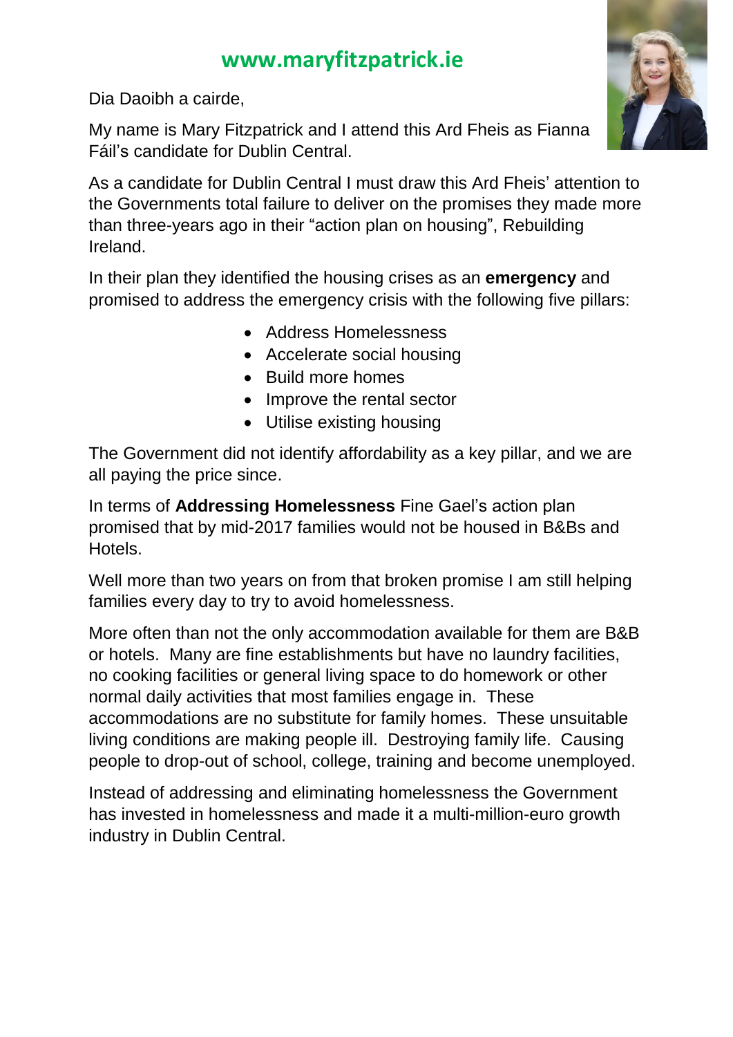**www.maryfitzpatrick.ie**

Dia Daoibh a cairde,

My name is Mary Fitzpatrick and I attend this Ard Fheis as Fianna Fáil's candidate for Dublin Central.

As a candidate for Dublin Central I must draw this Ard Fheis' attention to the Governments total failure to deliver on the promises they made more than three-years ago in their "action plan on housing", Rebuilding Ireland.

In their plan they identified the housing crises as an **emergency** and promised to address the emergency crisis with the following five pillars:

- Address Homelessness
- Accelerate social housing
- Build more homes
- Improve the rental sector
- Utilise existing housing

The Government did not identify affordability as a key pillar, and we are all paying the price since.

In terms of **Addressing Homelessness** Fine Gael's action plan promised that by mid-2017 families would not be housed in B&Bs and Hotels.

Well more than two years on from that broken promise I am still helping families every day to try to avoid homelessness.

More often than not the only accommodation available for them are B&B or hotels. Many are fine establishments but have no laundry facilities, no cooking facilities or general living space to do homework or other normal daily activities that most families engage in. These accommodations are no substitute for family homes. These unsuitable living conditions are making people ill. Destroying family life. Causing people to drop-out of school, college, training and become unemployed.

Instead of addressing and eliminating homelessness the Government has invested in homelessness and made it a multi-million-euro growth industry in Dublin Central.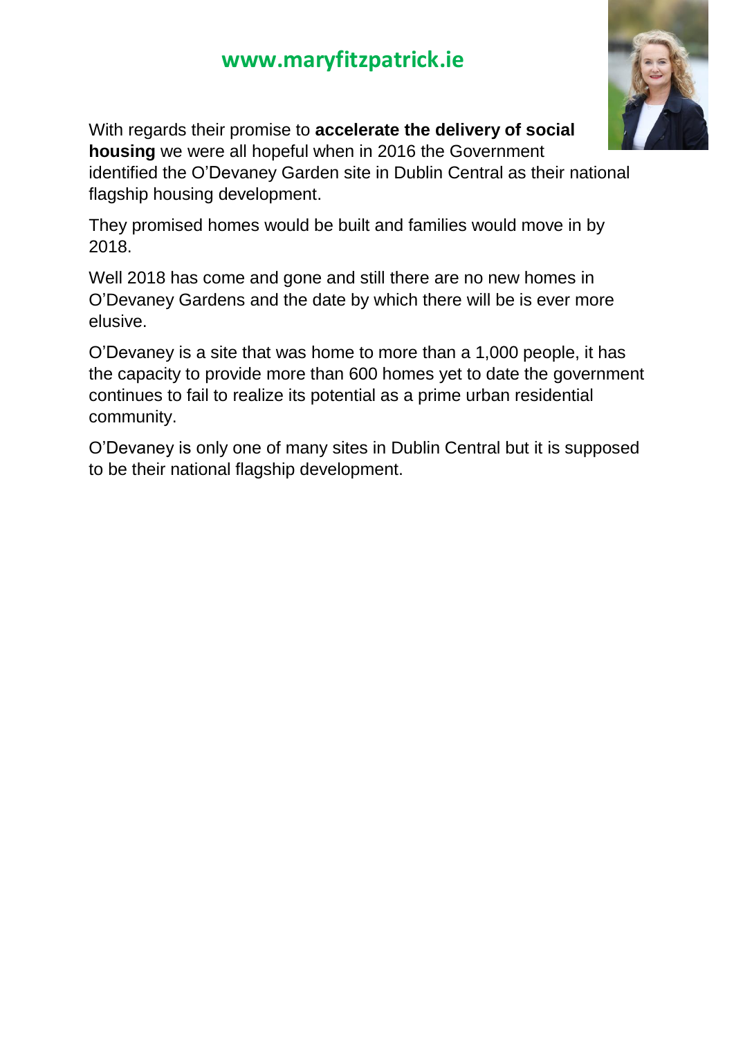With regards their promise to **accelerate the delivery of social housing** we were all hopeful when in 2016 the Government identified the O'Devaney Garden site in Dublin Central as their national flagship housing development.

They promised homes would be built and families would move in by 2018.

Well 2018 has come and gone and still there are no new homes in O'Devaney Gardens and the date by which there will be is ever more elusive.

O'Devaney is a site that was home to more than a 1,000 people, it has the capacity to provide more than 600 homes yet to date the government continues to fail to realize its potential as a prime urban residential community.

O'Devaney is only one of many sites in Dublin Central but it is supposed to be their national flagship development.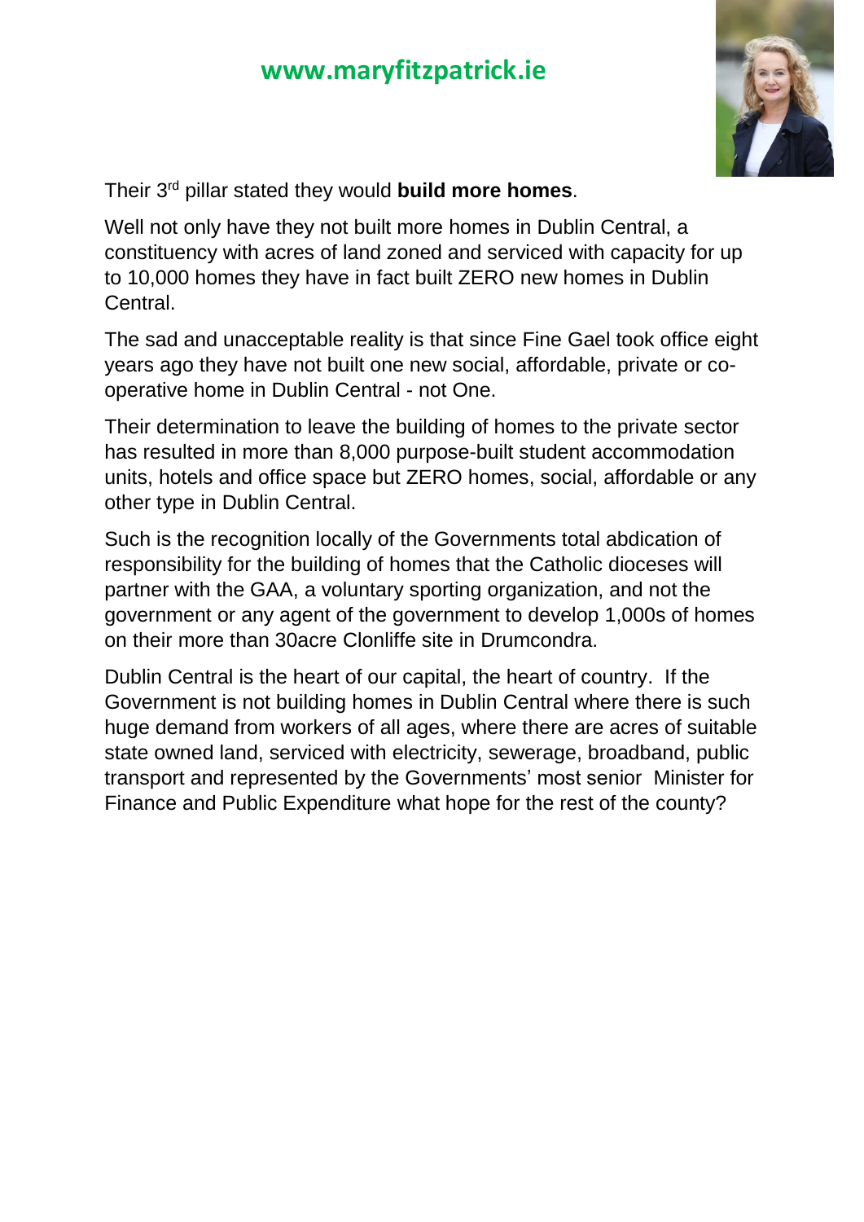Their 3rd pillar stated they would **build more homes**.

Well not only have they not built more homes in Dublin Central, a constituency with acres of land zoned and serviced with capacity for up to 10,000 homes they have in fact built ZERO new homes in Dublin Central.

The sad and unacceptable reality is that since Fine Gael took office eight years ago they have not built one new social, affordable, private or co-operative home in Dublin Central - not One.

Their determination to leave the building of homes to the private sector has resulted in more than 8,000 purpose-built student accommodation units, hotels and office space but ZERO homes, social, affordable or any other type in Dublin Central.

Such is the recognition locally of the Governments total abdication of responsibility for the building of homes that the Catholic dioceses will partner with the GAA, a voluntary sporting organization, and not the government or any agent of the government to develop 1,000s of homes on their more than 30acre Clonliffe site in Drumcondra.

Dublin Central is the heart of our capital, the heart of country. If the Government is not building homes in Dublin Central where there is such huge demand from workers of all ages, where there are acres of suitable state owned land, serviced with electricity, sewerage, broadband, public transport and represented by the Governments' most senior Minister for Finance and Public Expenditure what hope for the rest of the county?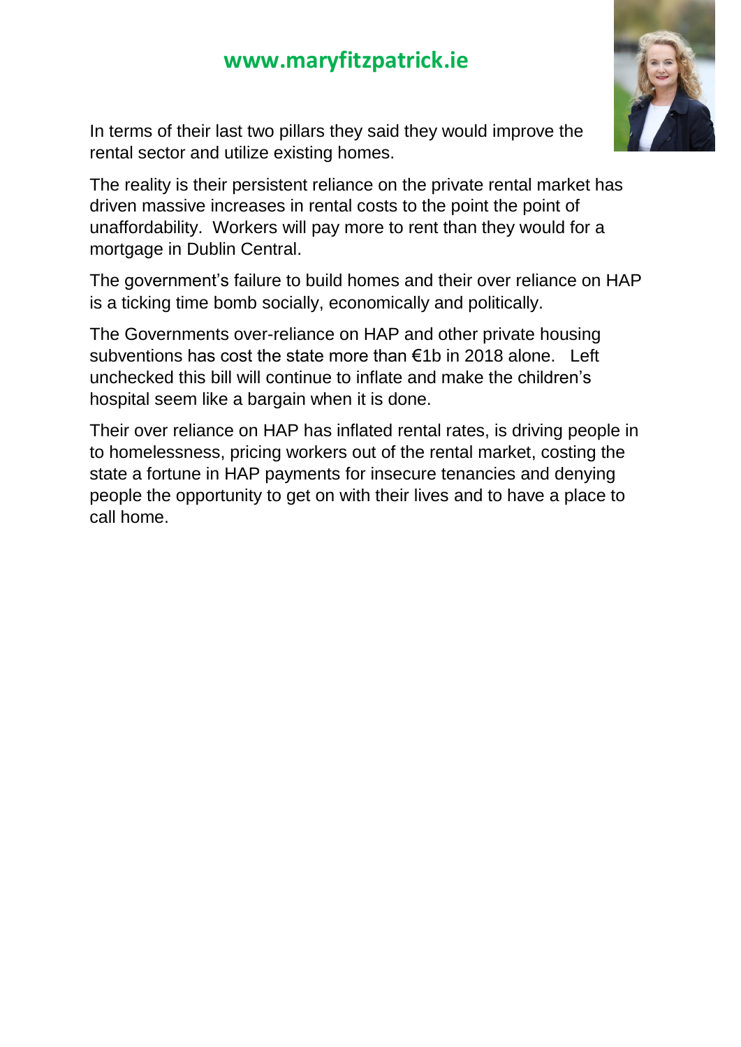In terms of their last two pillars they said they would improve the rental sector and utilize existing homes.

The reality is their persistent reliance on the private rental market has driven massive increases in rental costs to the point the point of unaffordability. Workers will pay more to rent than they would for a mortgage in Dublin Central.

The government's failure to build homes and their over reliance on HAP is a ticking time bomb socially, economically and politically.

The Governments over-reliance on HAP and other private housing subventions has cost the state more than €1b in 2018 alone. Left unchecked this bill will continue to inflate and make the children's hospital seem like a bargain when it is done.

Their over reliance on HAP has inflated rental rates, is driving people in to homelessness, pricing workers out of the rental market, costing the state a fortune in HAP payments for insecure tenancies and denying people the opportunity to get on with their lives and to have a place to call home.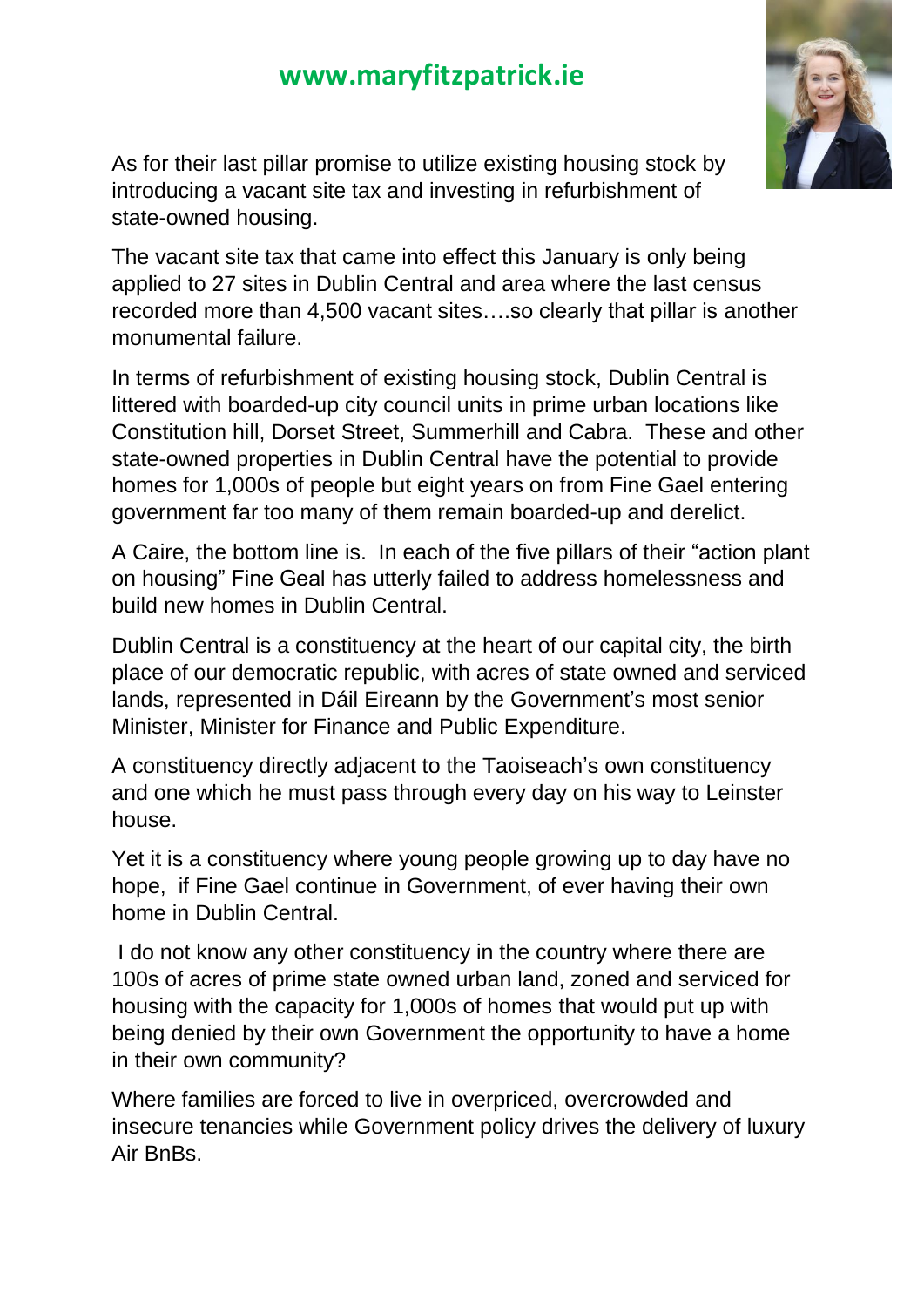As for their last pillar promise to utilize existing housing stock by introducing a vacant site tax and investing in refurbishment of state-owned housing.

The vacant site tax that came into effect this January is only being applied to 27 sites in Dublin Central and area where the last census recorded more than 4,500 vacant sites….so clearly that pillar is another monumental failure.

In terms of refurbishment of existing housing stock, Dublin Central is littered with boarded-up city council units in prime urban locations like Constitution hill, Dorset Street, Summerhill and Cabra. These and other state-owned properties in Dublin Central have the potential to provide homes for 1,000s of people but eight years on from Fine Gael entering government far too many of them remain boarded-up and derelict.

A Caire, the bottom line is. In each of the five pillars of their "action plant on housing" Fine Geal has utterly failed to address homelessness and build new homes in Dublin Central.

Dublin Central is a constituency at the heart of our capital city, the birth place of our democratic republic, with acres of state owned and serviced lands, represented in Dáil Eireann by the Government's most senior Minister, Minister for Finance and Public Expenditure.

A constituency directly adjacent to the Taoiseach's own constituency and one which he must pass through every day on his way to Leinster house.

Yet it is a constituency where young people growing up to day have no hope, if Fine Gael continue in Government, of ever having their own home in Dublin Central.

I do not know any other constituency in the country where there are 100s of acres of prime state owned urban land, zoned and serviced for housing with the capacity for 1,000s of homes that would put up with being denied by their own Government the opportunity to have a home in their own community?

Where families are forced to live in overpriced, overcrowded and insecure tenancies while Government policy drives the delivery of luxury Air BnBs.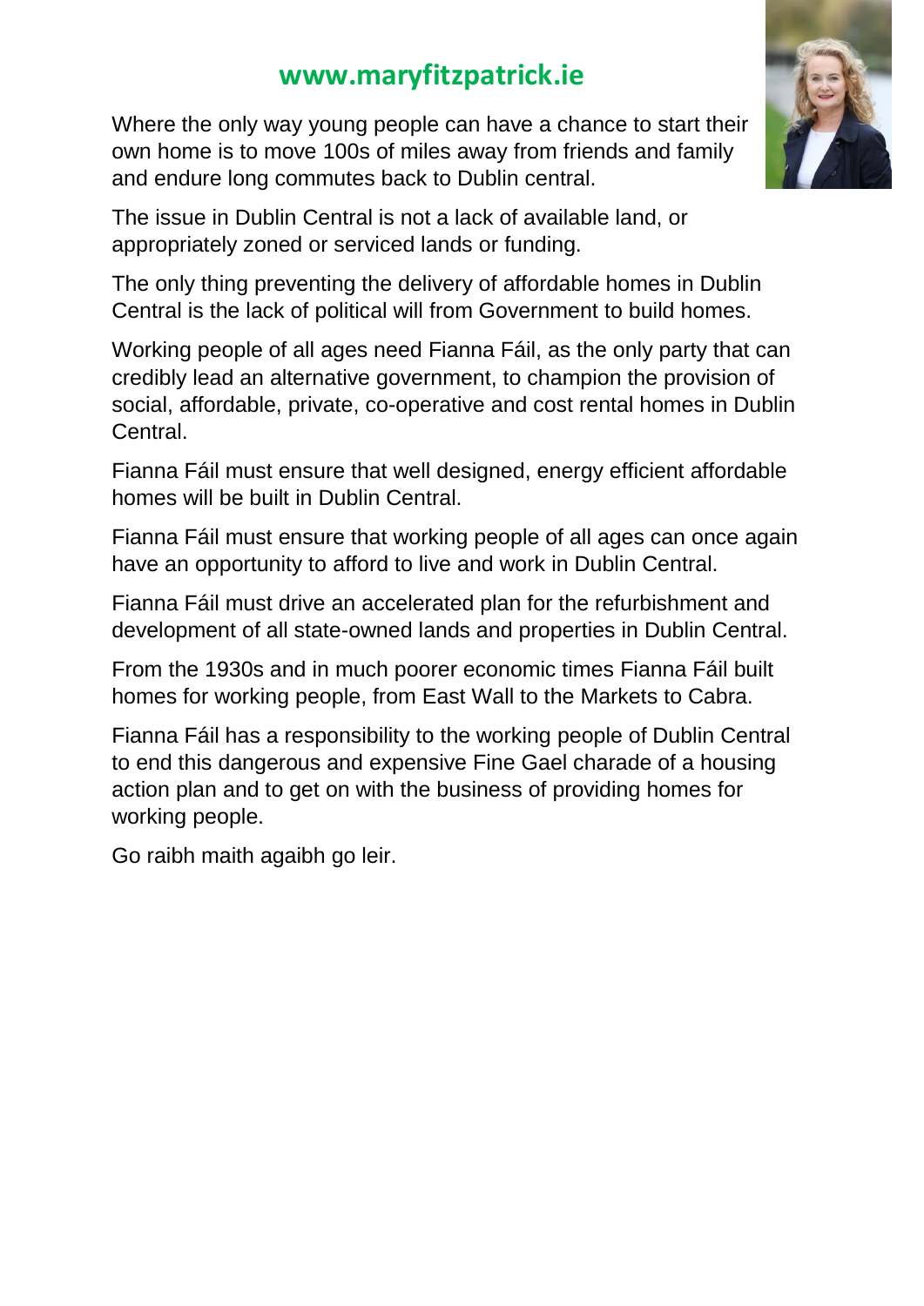**www.maryfitzpatrick.ie**

Where the only way young people can have a chance to start their own home is to move 100s of miles away from friends and family and endure long commutes back to Dublin central.

The issue in Dublin Central is not a lack of available land, or appropriately zoned or serviced lands or funding.

The only thing preventing the delivery of affordable homes in Dublin Central is the lack of political will from Government to build homes.

Working people of all ages need Fianna Fáil, as the only party that can credibly lead an alternative government, to champion the provision of social, affordable, private, co-operative and cost rental homes in Dublin Central.

Fianna Fáil must ensure that well designed, energy efficient affordable homes will be built in Dublin Central.

Fianna Fáil must ensure that working people of all ages can once again have an opportunity to afford to live and work in Dublin Central.

Fianna Fáil must drive an accelerated plan for the refurbishment and development of all state-owned lands and properties in Dublin Central.

From the 1930s and in much poorer economic times Fianna Fáil built homes for working people, from East Wall to the Markets to Cabra.

Fianna Fáil has a responsibility to the working people of Dublin Central to end this dangerous and expensive Fine Gael charade of a housing action plan and to get on with the business of providing homes for working people.

Go raibh maith agaibh go leir.